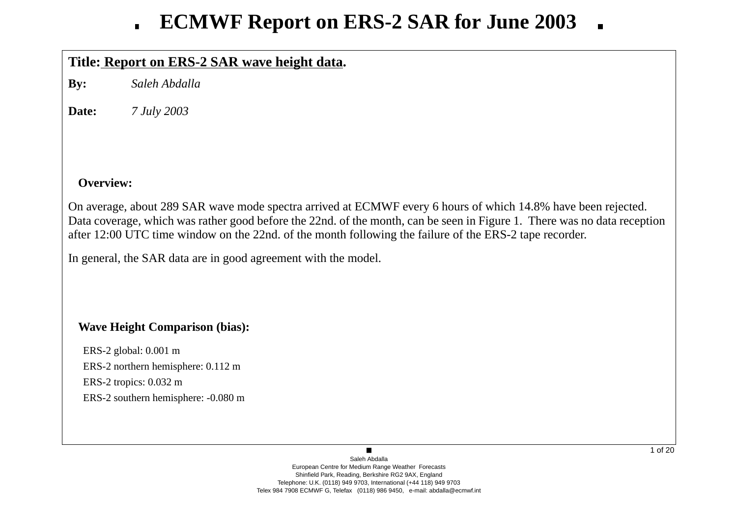# ECMWF Report on ERS-2 SAR for June 2003

**Title: Report on ERS-2 SAR wave height data.**

**By:** *Saleh Abdalla*

**Date:** *7 July 2003*

## Overview:

On average, about 289 SAR wave mode spectra arrived at ECMWF every 6 hours of which 14.8% have been rejected. Data coverage, which was rather good before the 22nd. of the month, can be seen in Figure 1. There was no data reception after 12:00 UTC time window on the 22nd. of the month following the failure of the ERS-2 tape recorder.

In general, the SAR data are in good agreement with the model.

## Wave Height Comparison (bias):

ERS-2 global: 0.001 m

ERS-2 northern hemisphere: 0.112 m

ERS-2 tropics: 0.032 m

ERS-2 southern hemisphere: -0.080 m

Saleh Abdalla
European Centre for Medium Range Weather Forecasts
Shinfield Park, Reading, Berkshire RG2 9AX, England
Telephone: U.K. (0118) 949 9703, International (+44 118) 949 9703
Telex 984 7908 ECMWF G, Telefax (0118) 986 9450, e-mail: abdalla@ecmwf.int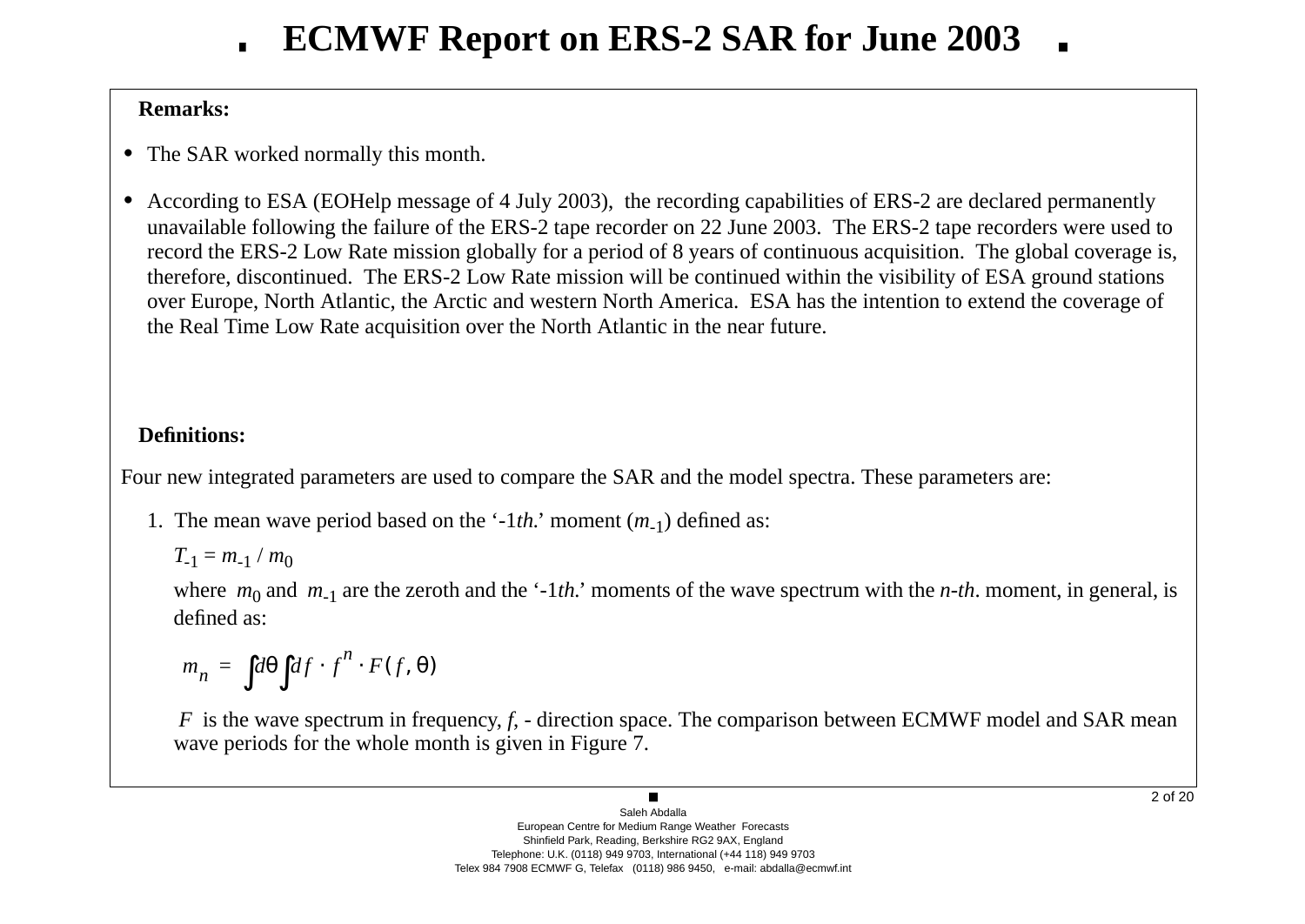# ECMWF Report on ERS-2 SAR for June 2003

**Remarks:**

- The SAR worked normally this month.
- According to ESA (EOHelp message of 4 July 2003), the recording capabilities of ERS-2 are declared permanently unavailable following the failure of the ERS-2 tape recorder on 22 June 2003. The ERS-2 tape recorders were used to record the ERS-2 Low Rate mission globally for a period of 8 years of continuous acquisition. The global coverage is, therefore, discontinued. The ERS-2 Low Rate mission will be continued within the visibility of ESA ground stations over Europe, North Atlantic, the Arctic and western North America. ESA has the intention to extend the coverage of the Real Time Low Rate acquisition over the North Atlantic in the near future.

**Definitions:**

Four new integrated parameters are used to compare the SAR and the model spectra. These parameters are:

1. The mean wave period based on the '-1*th.*' moment ($m_{-1}$) defined as:

   $T_{-1} = m_{-1} / m_0$

   where $m_0$ and $m_{-1}$ are the zeroth and the '-1*th.*' moments of the wave spectrum with the *n-th*. moment, in general, is defined as:

   $$m_n = \int d\theta \int df \cdot f^n \cdot F(f, \theta)$$

   $F$ is the wave spectrum in frequency, $f$, - direction space. The comparison between ECMWF model and SAR mean wave periods for the whole month is given in Figure 7.

Saleh Abdalla
European Centre for Medium Range Weather Forecasts
Shinfield Park, Reading, Berkshire RG2 9AX, England
Telephone: U.K. (0118) 949 9703, International (+44 118) 949 9703
Telex 984 7908 ECMWF G, Telefax (0118) 986 9450, e-mail: abdalla@ecmwf.int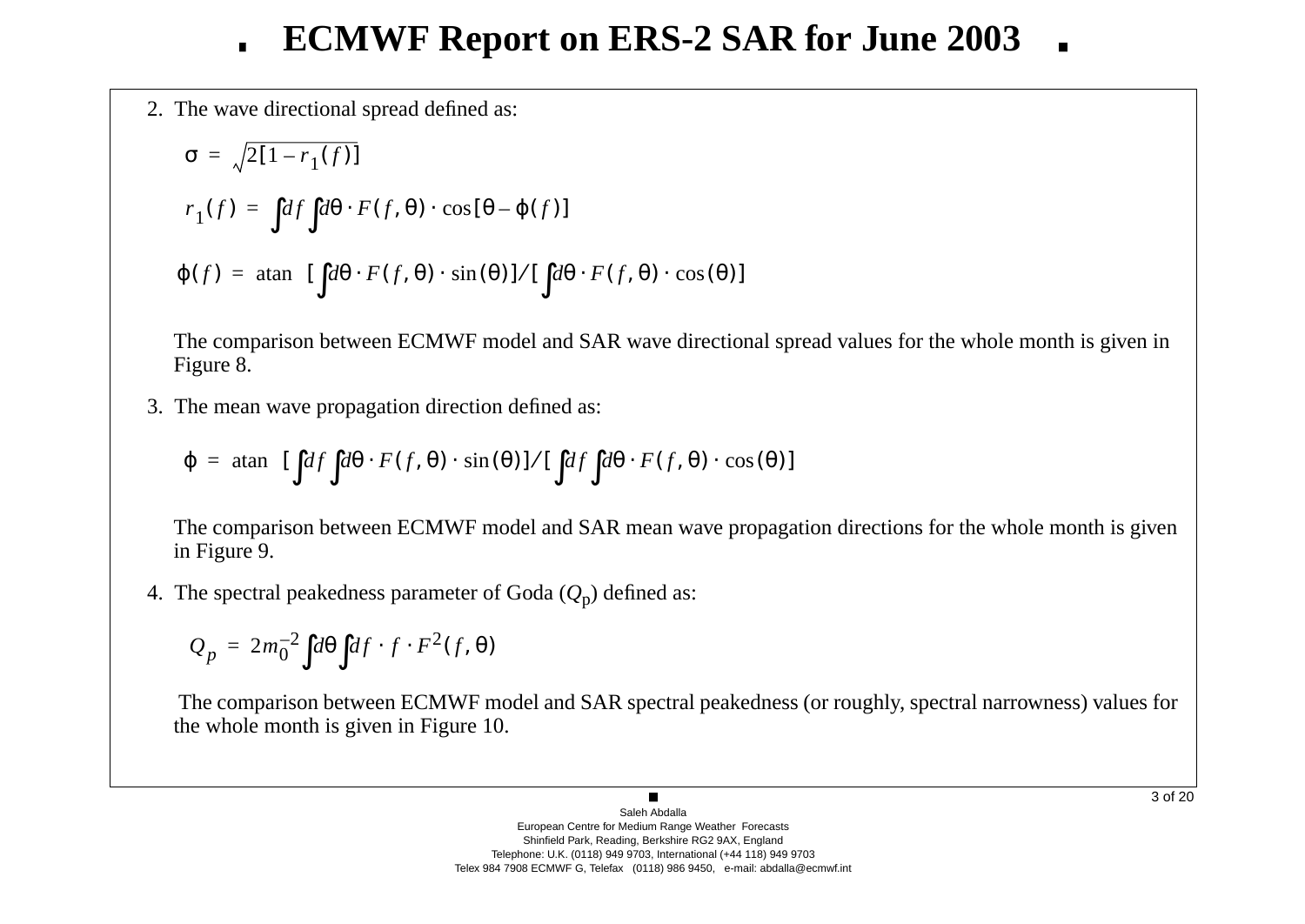# ECMWF Report on ERS-2 SAR for June 2003

2. The wave directional spread defined as:

$$\sigma = \sqrt{2[1 - r_1(f)]}$$

$$r_1(f) = \int df \int d\theta \cdot F(f, \theta) \cdot \cos[\theta - \phi(f)]$$

$$\phi(f) = \operatorname{atan}\ [\int d\theta \cdot F(f, \theta) \cdot \sin(\theta)] / [\int d\theta \cdot F(f, \theta) \cdot \cos(\theta)]$$

The comparison between ECMWF model and SAR wave directional spread values for the whole month is given in Figure 8.

3. The mean wave propagation direction defined as:

$$\phi = \operatorname{atan}\ [\int df \int d\theta \cdot F(f, \theta) \cdot \sin(\theta)] / [\int df \int d\theta \cdot F(f, \theta) \cdot \cos(\theta)]$$

The comparison between ECMWF model and SAR mean wave propagation directions for the whole month is given in Figure 9.

4. The spectral peakedness parameter of Goda ($Q_p$) defined as:

$$Q_p = 2m_0^{-2} \int d\theta \int df \cdot f \cdot F^2(f, \theta)$$

The comparison between ECMWF model and SAR spectral peakedness (or roughly, spectral narrowness) values for the whole month is given in Figure 10.

Saleh Abdalla
European Centre for Medium Range Weather Forecasts
Shinfield Park, Reading, Berkshire RG2 9AX, England
Telephone: U.K. (0118) 949 9703, International (+44 118) 949 9703
Telex 984 7908 ECMWF G, Telefax (0118) 986 9450, e-mail: abdalla@ecmwf.int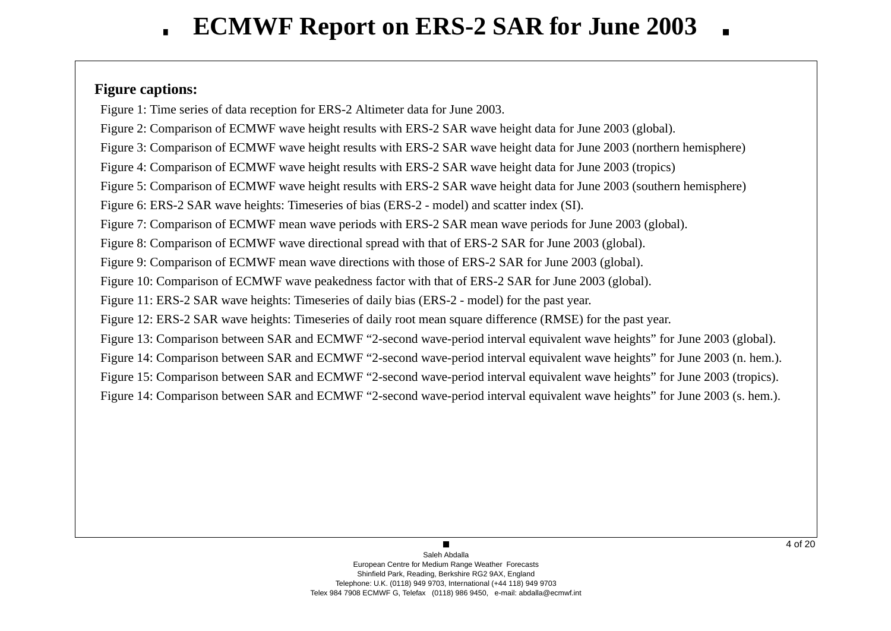**Figure captions:**

Figure 1: Time series of data reception for ERS-2 Altimeter data for June 2003.

Figure 2: Comparison of ECMWF wave height results with ERS-2 SAR wave height data for June 2003 (global).

Figure 3: Comparison of ECMWF wave height results with ERS-2 SAR wave height data for June 2003 (northern hemisphere)

Figure 4: Comparison of ECMWF wave height results with ERS-2 SAR wave height data for June 2003 (tropics)

Figure 5: Comparison of ECMWF wave height results with ERS-2 SAR wave height data for June 2003 (southern hemisphere)

Figure 6: ERS-2 SAR wave heights: Timeseries of bias (ERS-2 - model) and scatter index (SI).

Figure 7: Comparison of ECMWF mean wave periods with ERS-2 SAR mean wave periods for June 2003 (global).

Figure 8: Comparison of ECMWF wave directional spread with that of ERS-2 SAR for June 2003 (global).

Figure 9: Comparison of ECMWF mean wave directions with those of ERS-2 SAR for June 2003 (global).

Figure 10: Comparison of ECMWF wave peakedness factor with that of ERS-2 SAR for June 2003 (global).

Figure 11: ERS-2 SAR wave heights: Timeseries of daily bias (ERS-2 - model) for the past year.

Figure 12: ERS-2 SAR wave heights: Timeseries of daily root mean square difference (RMSE) for the past year.

Figure 13: Comparison between SAR and ECMWF “2-second wave-period interval equivalent wave heights” for June 2003 (global).

Figure 14: Comparison between SAR and ECMWF “2-second wave-period interval equivalent wave heights” for June 2003 (n. hem.).

Figure 15: Comparison between SAR and ECMWF “2-second wave-period interval equivalent wave heights” for June 2003 (tropics).

Figure 14: Comparison between SAR and ECMWF “2-second wave-period interval equivalent wave heights” for June 2003 (s. hem.).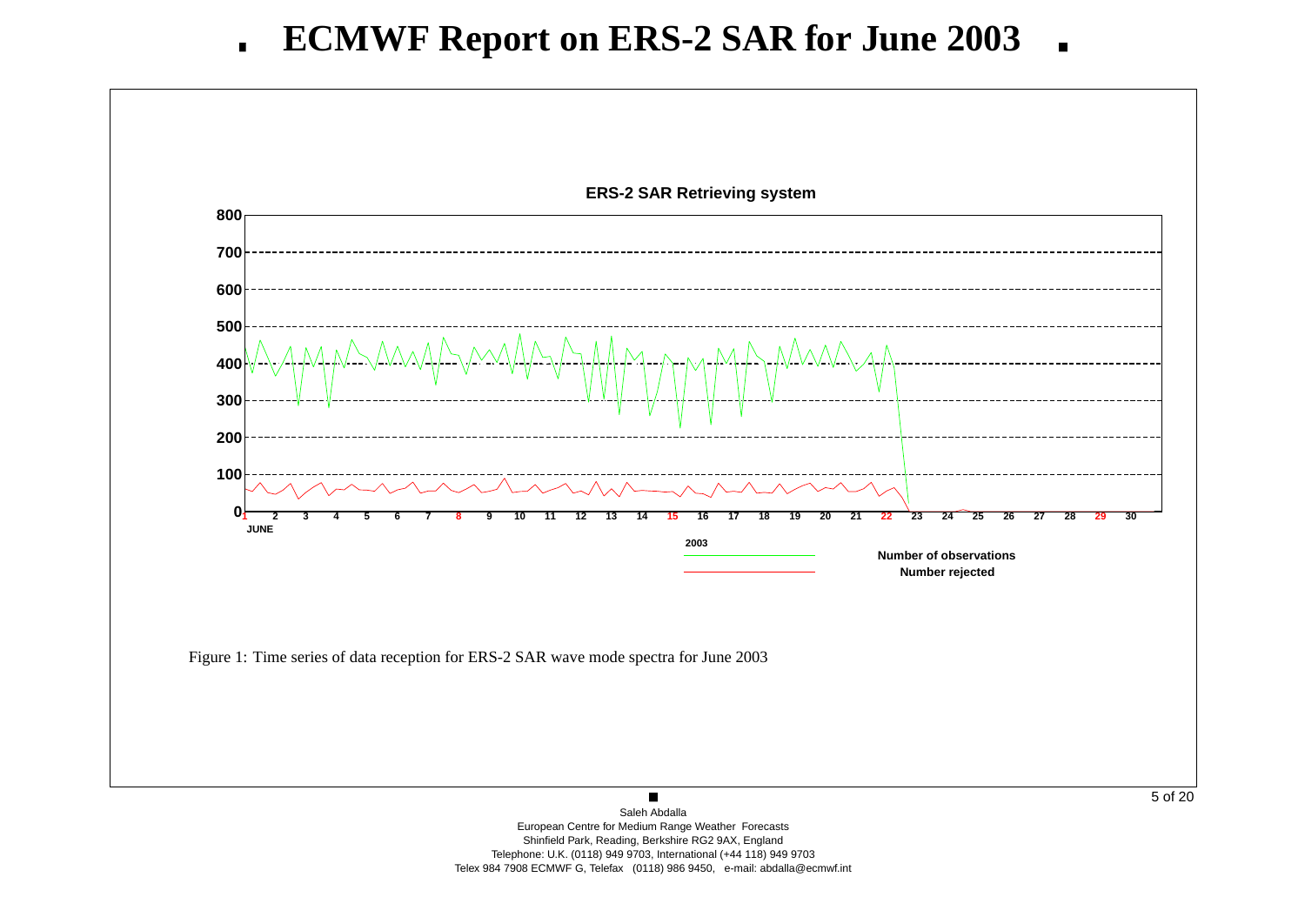# ECMWF Report on ERS-2 SAR for June 2003

Figure 1: Time series of data reception for ERS-2 SAR wave mode spectra for June 2003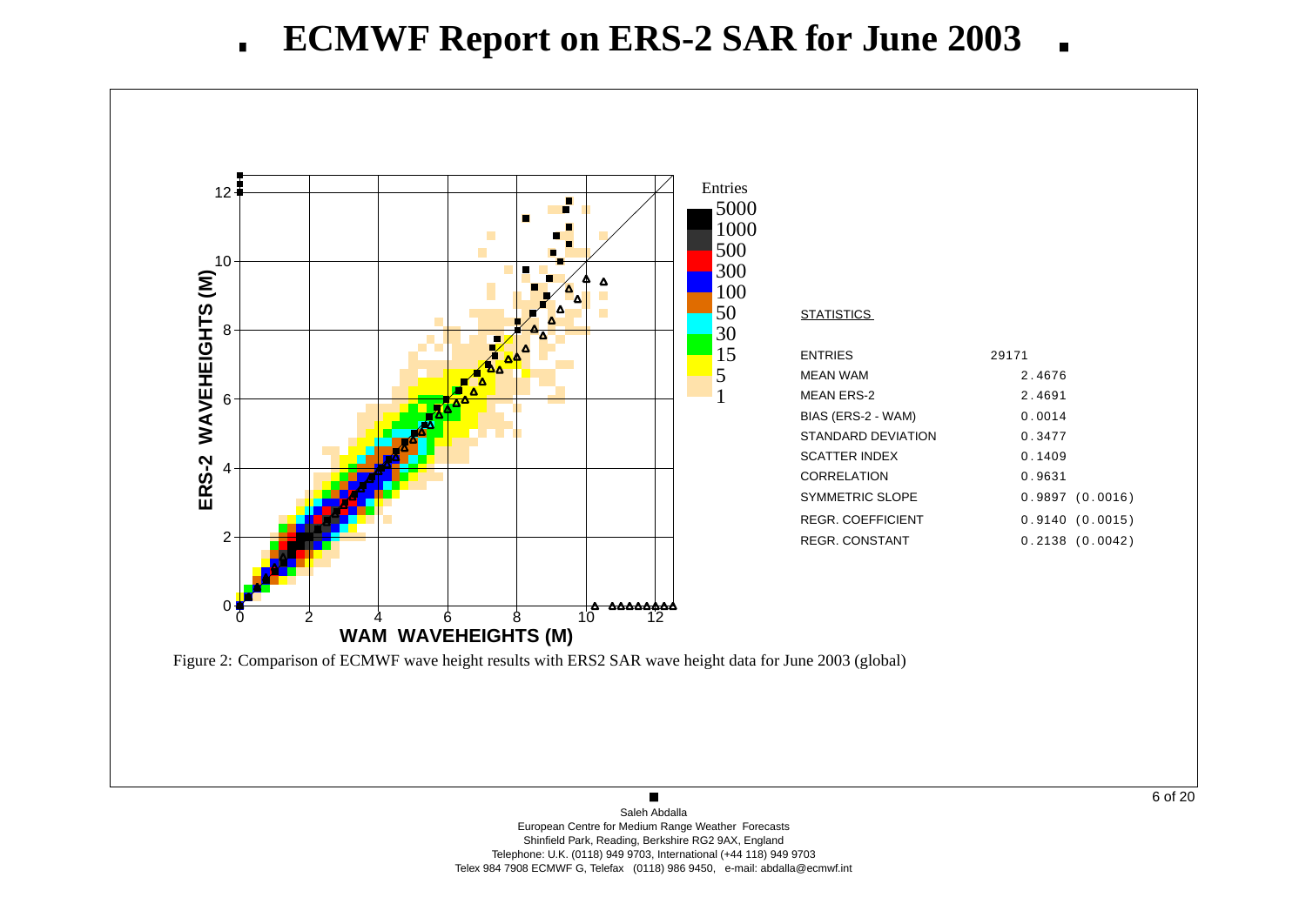# ECMWF Report on ERS-2 SAR for June 2003

**STATISTICS**

| | |
|---|---|
| ENTRIES | 29171 |
| MEAN WAM | 2.4676 |
| MEAN ERS-2 | 2.4691 |
| BIAS (ERS-2 - WAM) | 0.0014 |
| STANDARD DEVIATION | 0.3477 |
| SCATTER INDEX | 0.1409 |
| CORRELATION | 0.9631 |
| SYMMETRIC SLOPE | 0.9897 (0.0016) |
| REGR. COEFFICIENT | 0.9140 (0.0015) |
| REGR. CONSTANT | 0.2138 (0.0042) |

Figure 2: Comparison of ECMWF wave height results with ERS2 SAR wave height data for June 2003 (global)

Saleh Abdalla
European Centre for Medium Range Weather Forecasts
Shinfield Park, Reading, Berkshire RG2 9AX, England
Telephone: U.K. (0118) 949 9703, International (+44 118) 949 9703
Telex 984 7908 ECMWF G, Telefax (0118) 986 9450, e-mail: abdalla@ecmwf.int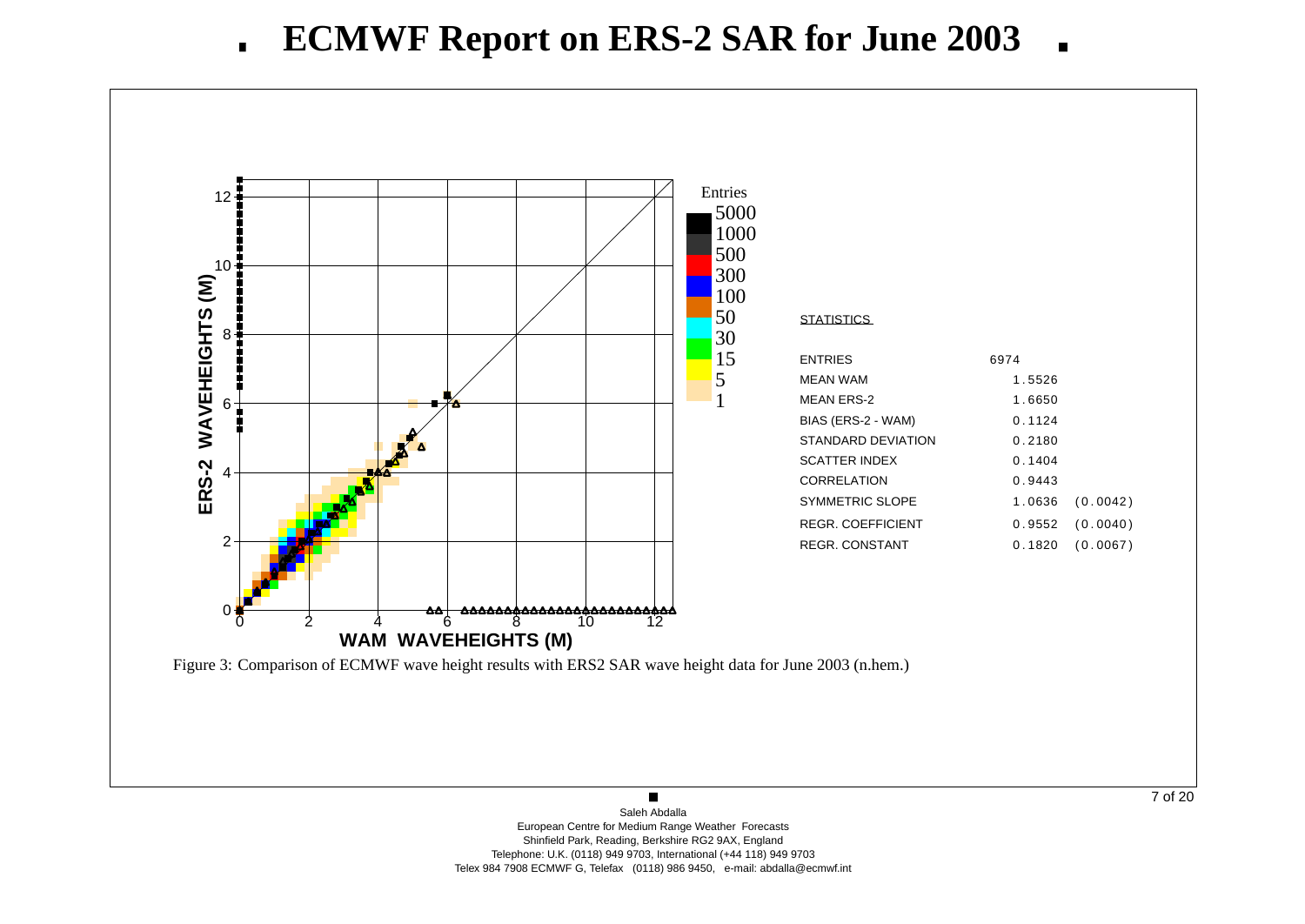# ECMWF Report on ERS-2 SAR for June 2003

STATISTICS

| | | |
|---|---|---|
| ENTRIES | 6974 | |
| MEAN WAM | 1.5526 | |
| MEAN ERS-2 | 1.6650 | |
| BIAS (ERS-2 - WAM) | 0.1124 | |
| STANDARD DEVIATION | 0.2180 | |
| SCATTER INDEX | 0.1404 | |
| CORRELATION | 0.9443 | |
| SYMMETRIC SLOPE | 1.0636 | (0.0042) |
| REGR. COEFFICIENT | 0.9552 | (0.0040) |
| REGR. CONSTANT | 0.1820 | (0.0067) |

Figure 3: Comparison of ECMWF wave height results with ERS2 SAR wave height data for June 2003 (n.hem.)

Saleh Abdalla
European Centre for Medium Range Weather Forecasts
Shinfield Park, Reading, Berkshire RG2 9AX, England
Telephone: U.K. (0118) 949 9703, International (+44 118) 949 9703
Telex 984 7908 ECMWF G, Telefax (0118) 986 9450, e-mail: abdalla@ecmwf.int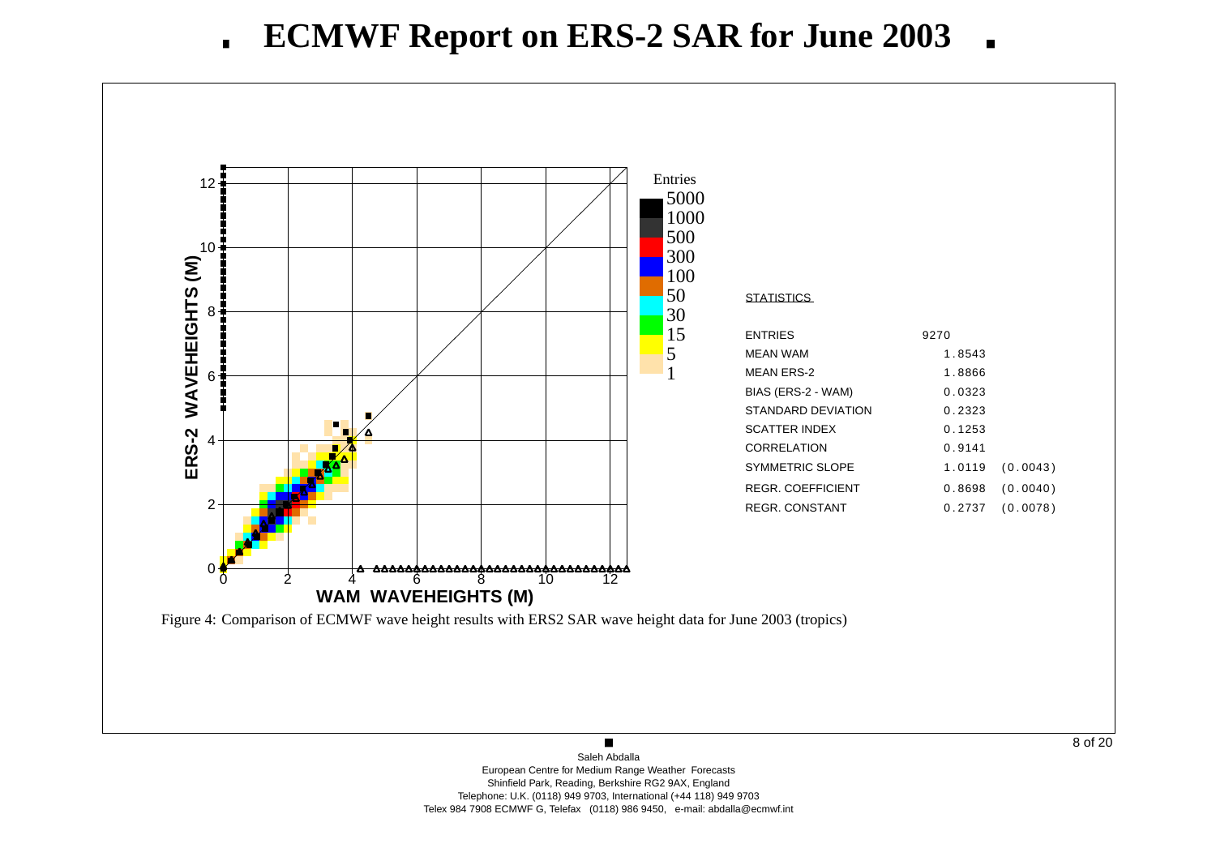# ECMWF Report on ERS-2 SAR for June 2003

| STATISTICS | | |
|---|---|---|
| ENTRIES | 9270 | |
| MEAN WAM | 1.8543 | |
| MEAN ERS-2 | 1.8866 | |
| BIAS (ERS-2 - WAM) | 0.0323 | |
| STANDARD DEVIATION | 0.2323 | |
| SCATTER INDEX | 0.1253 | |
| CORRELATION | 0.9141 | |
| SYMMETRIC SLOPE | 1.0119 | (0.0043) |
| REGR. COEFFICIENT | 0.8698 | (0.0040) |
| REGR. CONSTANT | 0.2737 | (0.0078) |

Figure 4: Comparison of ECMWF wave height results with ERS2 SAR wave height data for June 2003 (tropics)

Saleh Abdalla
European Centre for Medium Range Weather Forecasts
Shinfield Park, Reading, Berkshire RG2 9AX, England
Telephone: U.K. (0118) 949 9703, International (+44 118) 949 9703
Telex 984 7908 ECMWF G, Telefax (0118) 986 9450, e-mail: abdalla@ecmwf.int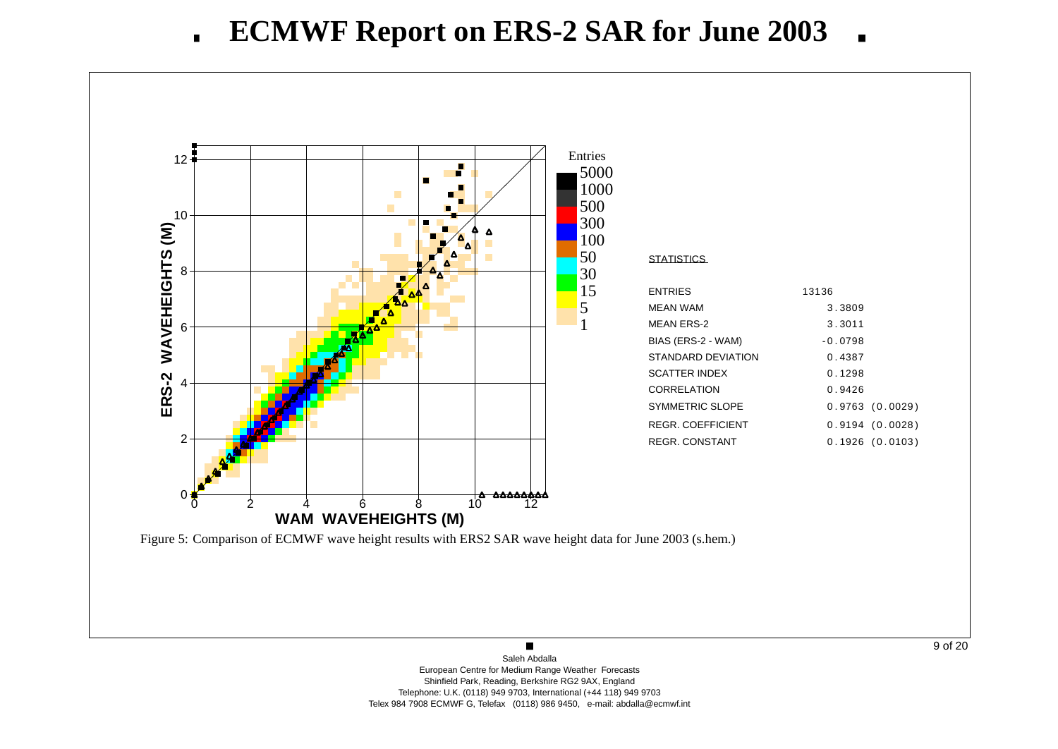# ECMWF Report on ERS-2 SAR for June 2003

STATISTICS

| | |
|---|---|
| ENTRIES | 13136 |
| MEAN WAM | 3.3809 |
| MEAN ERS-2 | 3.3011 |
| BIAS (ERS-2 - WAM) | -0.0798 |
| STANDARD DEVIATION | 0.4387 |
| SCATTER INDEX | 0.1298 |
| CORRELATION | 0.9426 |
| SYMMETRIC SLOPE | 0.9763 (0.0029) |
| REGR. COEFFICIENT | 0.9194 (0.0028) |
| REGR. CONSTANT | 0.1926 (0.0103) |

Figure 5: Comparison of ECMWF wave height results with ERS2 SAR wave height data for June 2003 (s.hem.)

Saleh Abdalla
European Centre for Medium Range Weather Forecasts
Shinfield Park, Reading, Berkshire RG2 9AX, England
Telephone: U.K. (0118) 949 9703, International (+44 118) 949 9703
Telex 984 7908 ECMWF G, Telefax (0118) 986 9450, e-mail: abdalla@ecmwf.int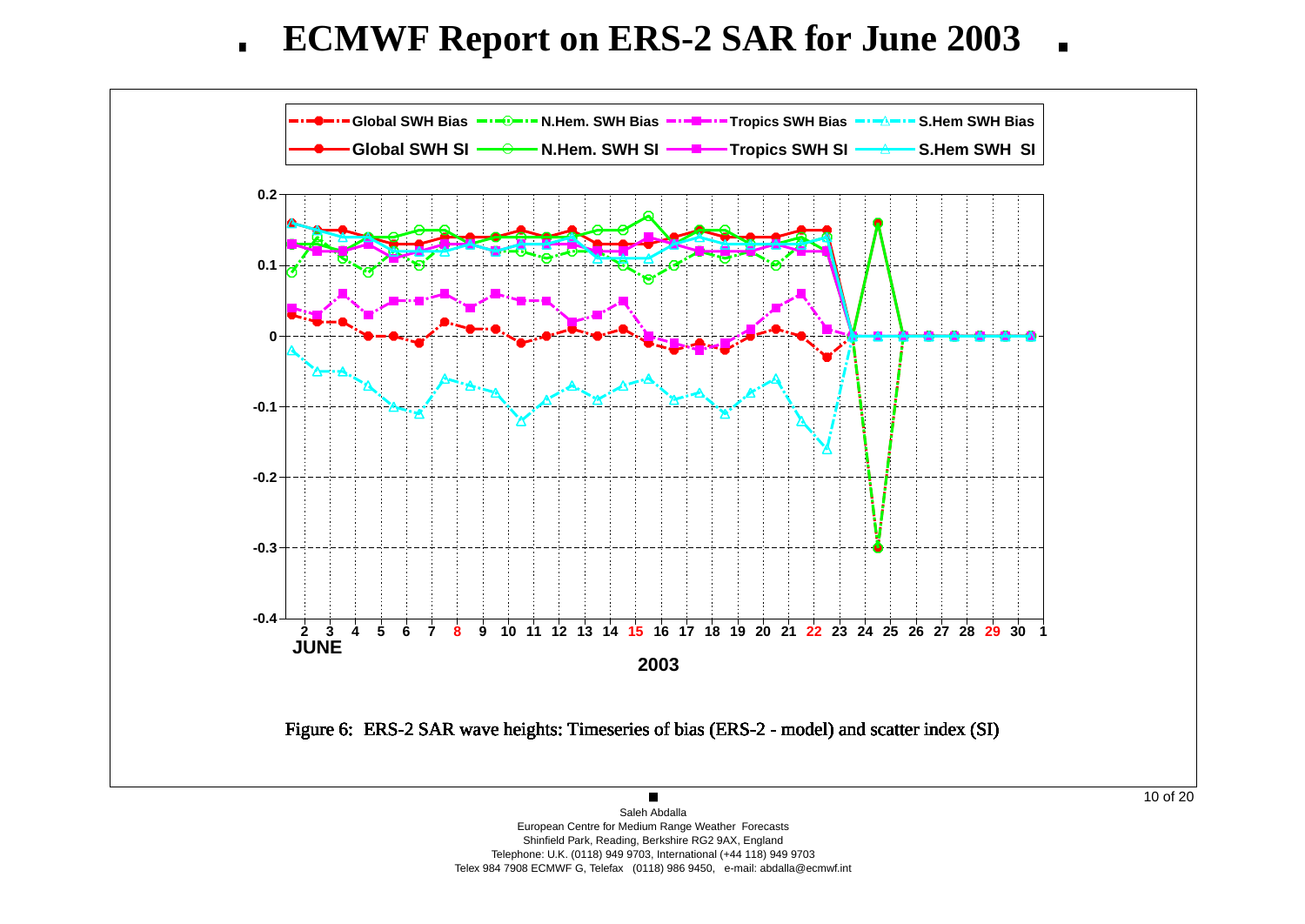# ECMWF Report on ERS-2 SAR for June 2003

Figure 6: ERS-2 SAR wave heights: Timeseries of bias (ERS-2 - model) and scatter index (SI)

Saleh Abdalla
European Centre for Medium Range Weather Forecasts
Shinfield Park, Reading, Berkshire RG2 9AX, England
Telephone: U.K. (0118) 949 9703, International (+44 118) 949 9703
Telex 984 7908 ECMWF G, Telefax (0118) 986 9450, e-mail: abdalla@ecmwf.int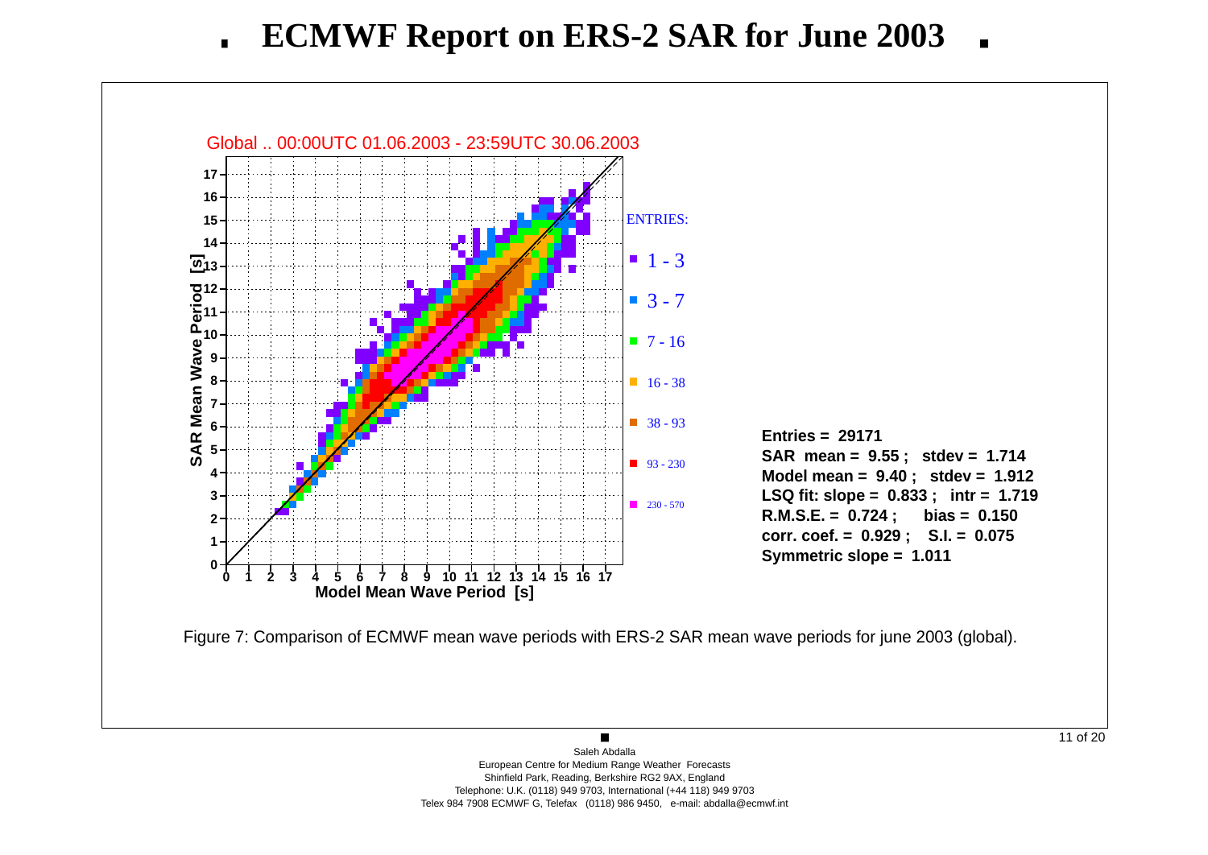# ECMWF Report on ERS-2 SAR for June 2003

Global .. 00:00UTC 01.06.2003 - 23:59UTC 30.06.2003

ENTRIES:

- 1 - 3
- 3 - 7
- 7 - 16
- 16 - 38
- 38 - 93
- 93 - 230
- 230 - 570

**Entries = 29171**
**SAR mean = 9.55 ; stdev = 1.714**
**Model mean = 9.40 ; stdev = 1.912**
**LSQ fit: slope = 0.833 ; intr = 1.719**
**R.M.S.E. = 0.724 ; bias = 0.150**
**corr. coef. = 0.929 ; S.I. = 0.075**
**Symmetric slope = 1.011**

Figure 7: Comparison of ECMWF mean wave periods with ERS-2 SAR mean wave periods for june 2003 (global).

Saleh Abdalla
European Centre for Medium Range Weather Forecasts
Shinfield Park, Reading, Berkshire RG2 9AX, England
Telephone: U.K. (0118) 949 9703, International (+44 118) 949 9703
Telex 984 7908 ECMWF G, Telefax (0118) 986 9450, e-mail: abdalla@ecmwf.int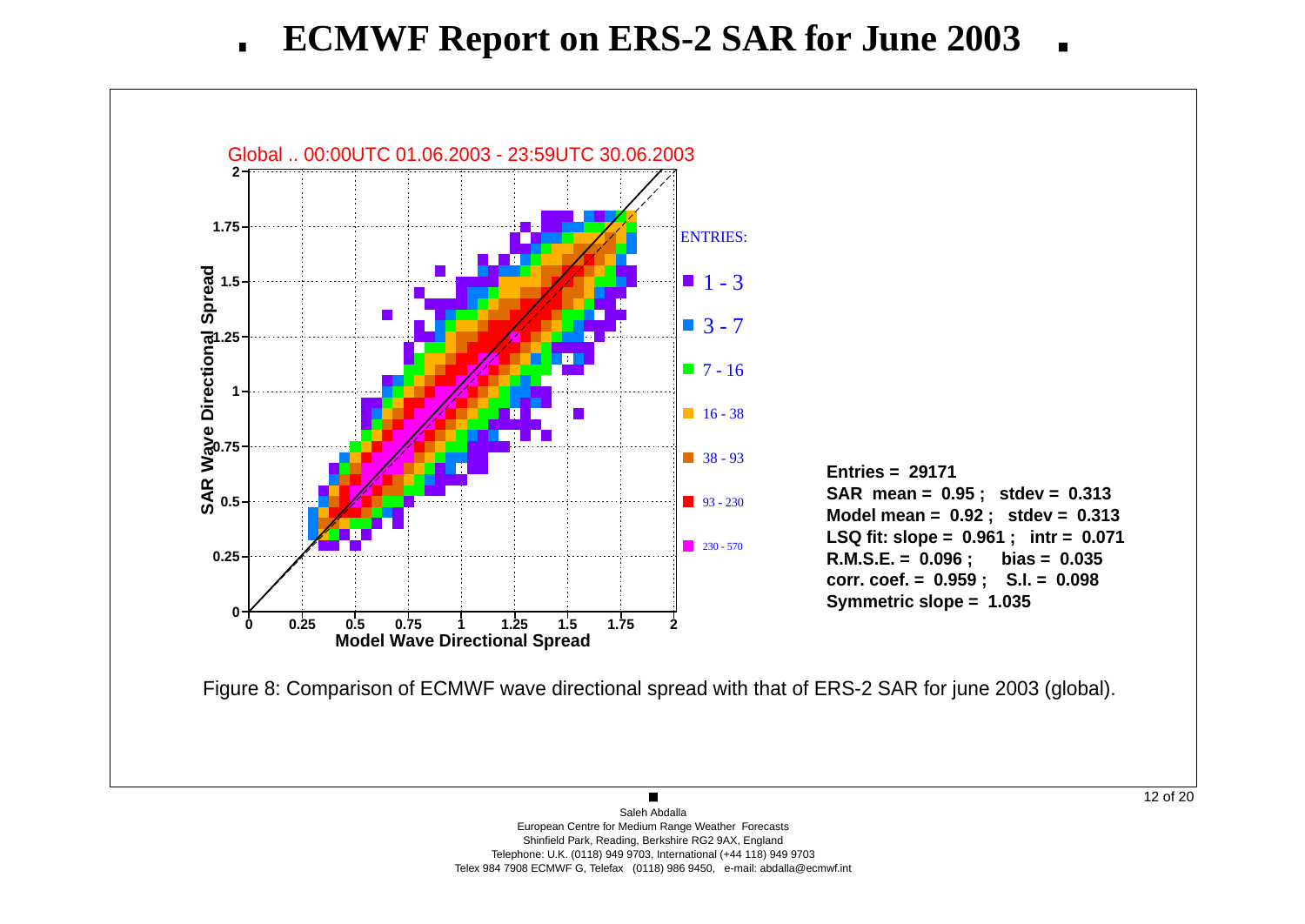# ECMWF Report on ERS-2 SAR for June 2003

Entries = 29171
SAR mean = 0.95 ; stdev = 0.313
Model mean = 0.92 ; stdev = 0.313
LSQ fit: slope = 0.961 ; intr = 0.071
R.M.S.E. = 0.096 ; bias = 0.035
corr. coef. = 0.959 ; S.I. = 0.098
Symmetric slope = 1.035

Figure 8: Comparison of ECMWF wave directional spread with that of ERS-2 SAR for june 2003 (global).

Saleh Abdalla
European Centre for Medium Range Weather Forecasts
Shinfield Park, Reading, Berkshire RG2 9AX, England
Telephone: U.K. (0118) 949 9703, International (+44 118) 949 9703
Telex 984 7908 ECMWF G, Telefax (0118) 986 9450, e-mail: abdalla@ecmwf.int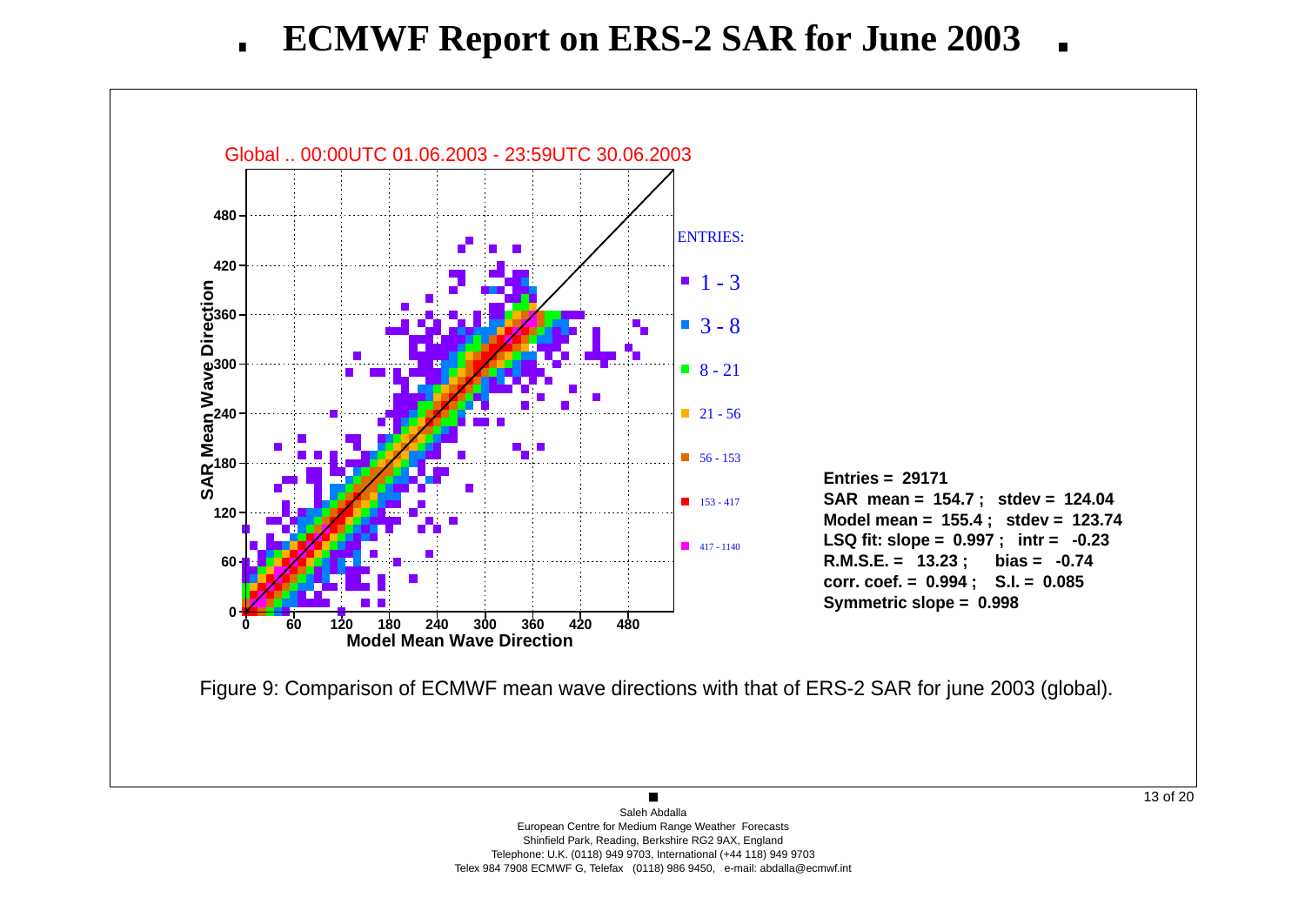# ECMWF Report on ERS-2 SAR for June 2003

Global .. 00:00UTC 01.06.2003 - 23:59UTC 30.06.2003

ENTRIES:

- 1 - 3
- 3 - 8
- 8 - 21
- 21 - 56
- 56 - 153
- 153 - 417
- 417 - 1140

**Entries = 29171**
**SAR mean = 154.7 ; stdev = 124.04**
**Model mean = 155.4 ; stdev = 123.74**
**LSQ fit: slope = 0.997 ; intr = -0.23**
**R.M.S.E. = 13.23 ; bias = -0.74**
**corr. coef. = 0.994 ; S.I. = 0.085**
**Symmetric slope = 0.998**

Figure 9: Comparison of ECMWF mean wave directions with that of ERS-2 SAR for june 2003 (global).

Saleh Abdalla
European Centre for Medium Range Weather Forecasts
Shinfield Park, Reading, Berkshire RG2 9AX, England
Telephone: U.K. (0118) 949 9703, International (+44 118) 949 9703
Telex 984 7908 ECMWF G, Telefax (0118) 986 9450, e-mail: abdalla@ecmwf.int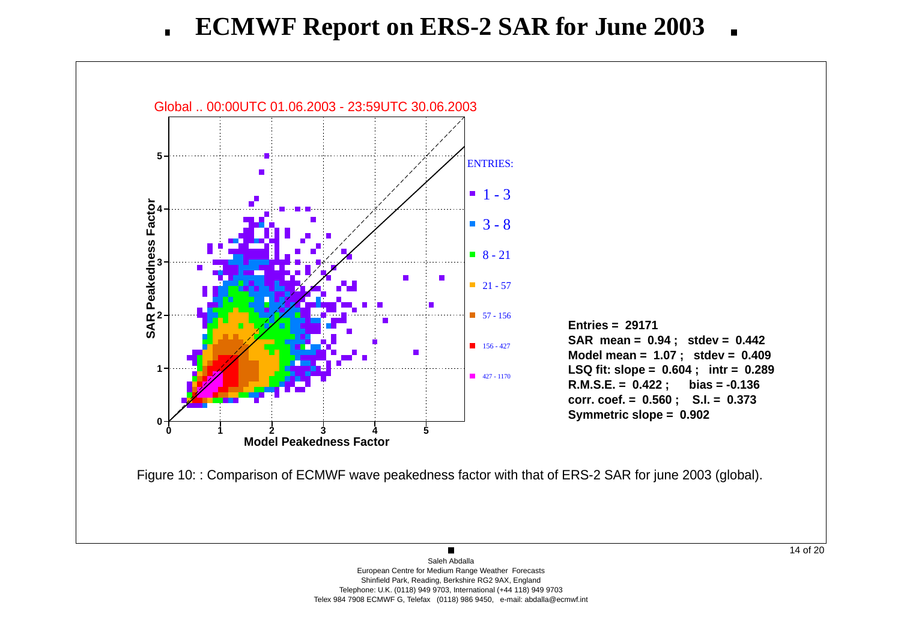# ECMWF Report on ERS-2 SAR for June 2003

Global .. 00:00UTC 01.06.2003 - 23:59UTC 30.06.2003

ENTRIES:

- 1 - 3
- 3 - 8
- 8 - 21
- 21 - 57
- 57 - 156
- 156 - 427
- 427 - 1170

**Entries = 29171**
**SAR mean = 0.94 ; stdev = 0.442**
**Model mean = 1.07 ; stdev = 0.409**
**LSQ fit: slope = 0.604 ; intr = 0.289**
**R.M.S.E. = 0.422 ; bias = -0.136**
**corr. coef. = 0.560 ; S.I. = 0.373**
**Symmetric slope = 0.902**

Figure 10: : Comparison of ECMWF wave peakedness factor with that of ERS-2 SAR for june 2003 (global).

Saleh Abdalla
European Centre for Medium Range Weather Forecasts
Shinfield Park, Reading, Berkshire RG2 9AX, England
Telephone: U.K. (0118) 949 9703, International (+44 118) 949 9703
Telex 984 7908 ECMWF G, Telefax (0118) 986 9450, e-mail: abdalla@ecmwf.int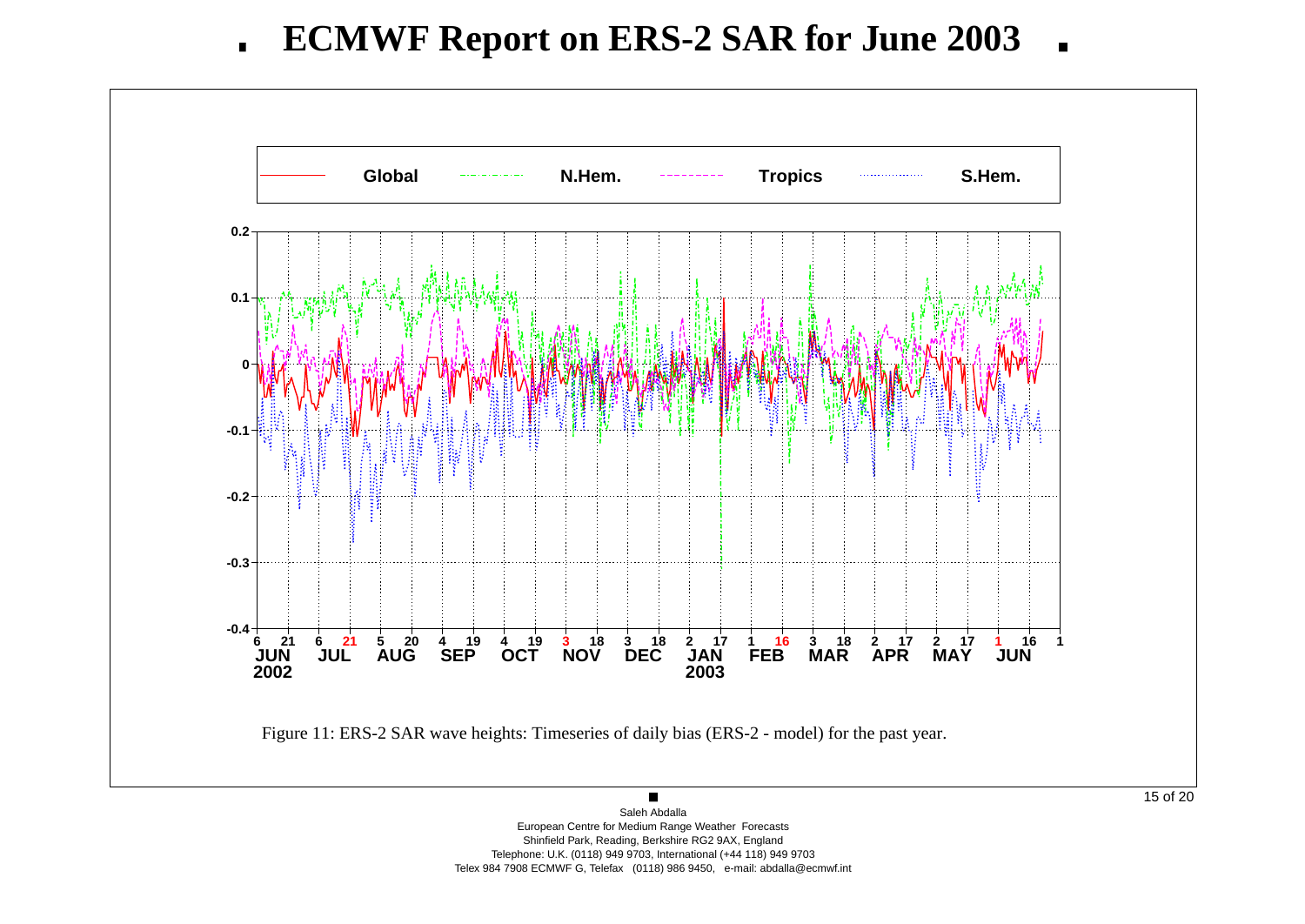# ECMWF Report on ERS-2 SAR for June 2003

Figure 11: ERS-2 SAR wave heights: Timeseries of daily bias (ERS-2 - model) for the past year.

Saleh Abdalla
European Centre for Medium Range Weather Forecasts
Shinfield Park, Reading, Berkshire RG2 9AX, England
Telephone: U.K. (0118) 949 9703, International (+44 118) 949 9703
Telex 984 7908 ECMWF G, Telefax (0118) 986 9450, e-mail: abdalla@ecmwf.int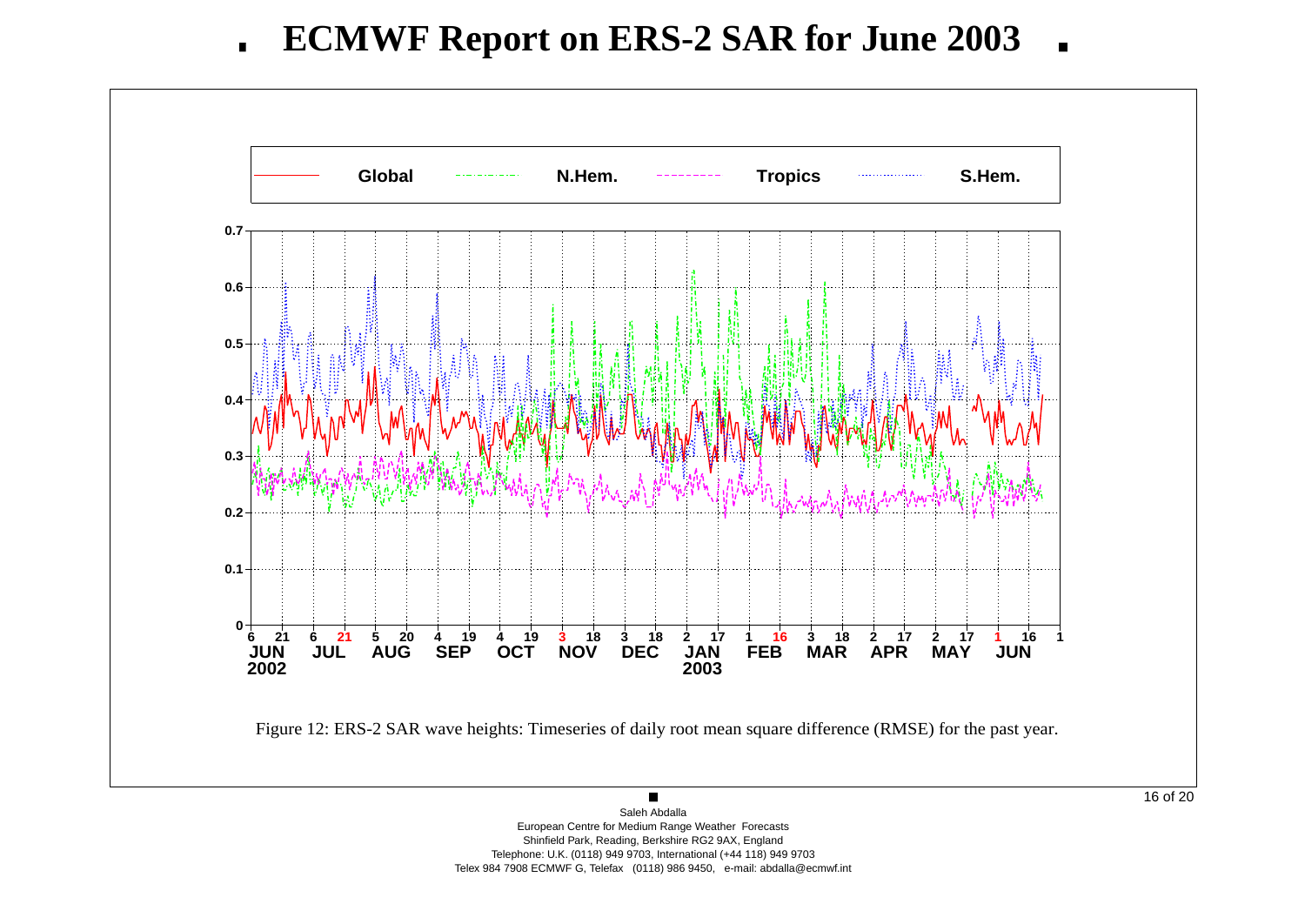# ECMWF Report on ERS-2 SAR for June 2003

Figure 12: ERS-2 SAR wave heights: Timeseries of daily root mean square difference (RMSE) for the past year.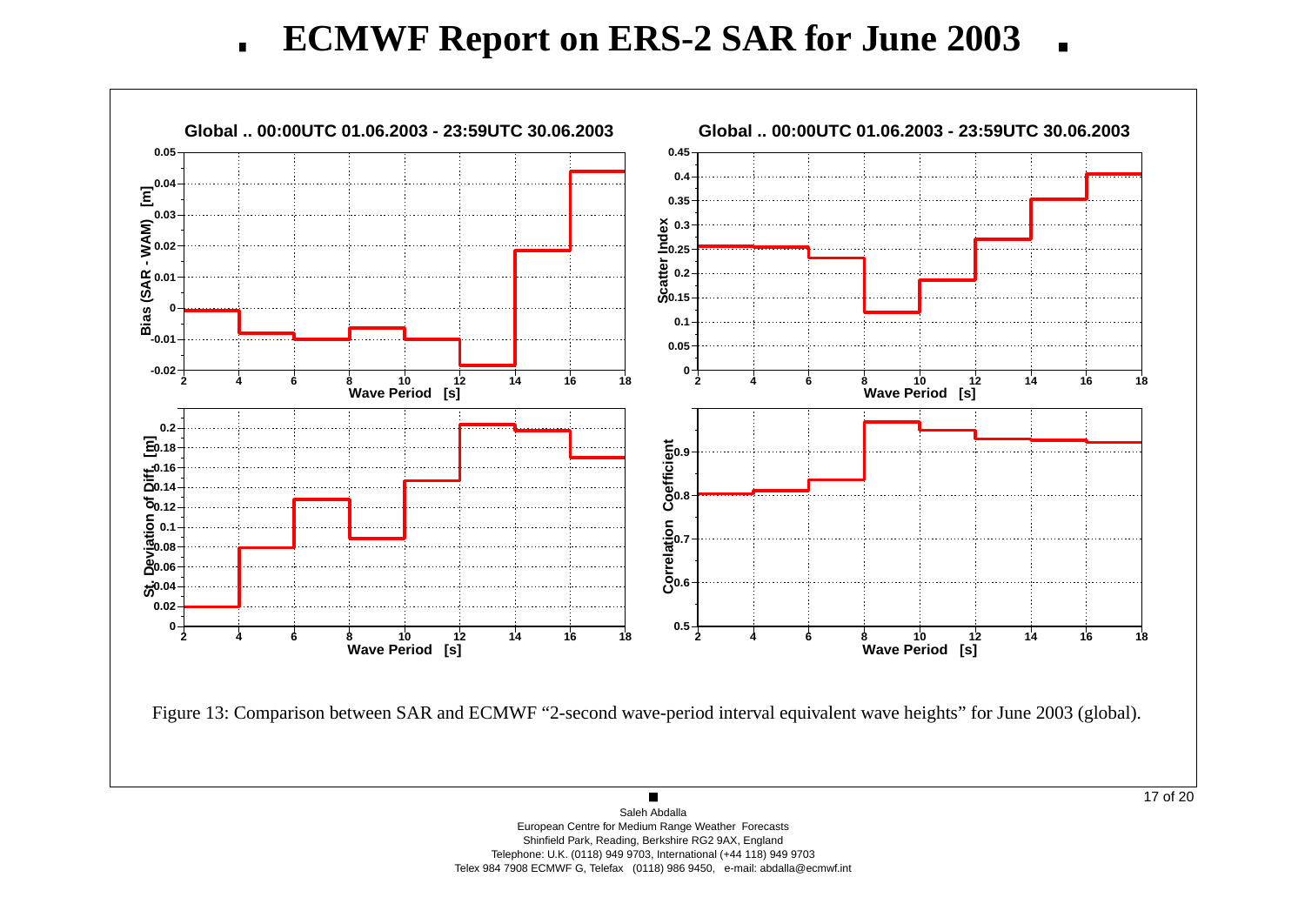# ECMWF Report on ERS-2 SAR for June 2003

Figure 13: Comparison between SAR and ECMWF "2-second wave-period interval equivalent wave heights" for June 2003 (global).

Saleh Abdalla
European Centre for Medium Range Weather Forecasts
Shinfield Park, Reading, Berkshire RG2 9AX, England
Telephone: U.K. (0118) 949 9703, International (+44 118) 949 9703
Telex 984 7908 ECMWF G, Telefax (0118) 986 9450, e-mail: abdalla@ecmwf.int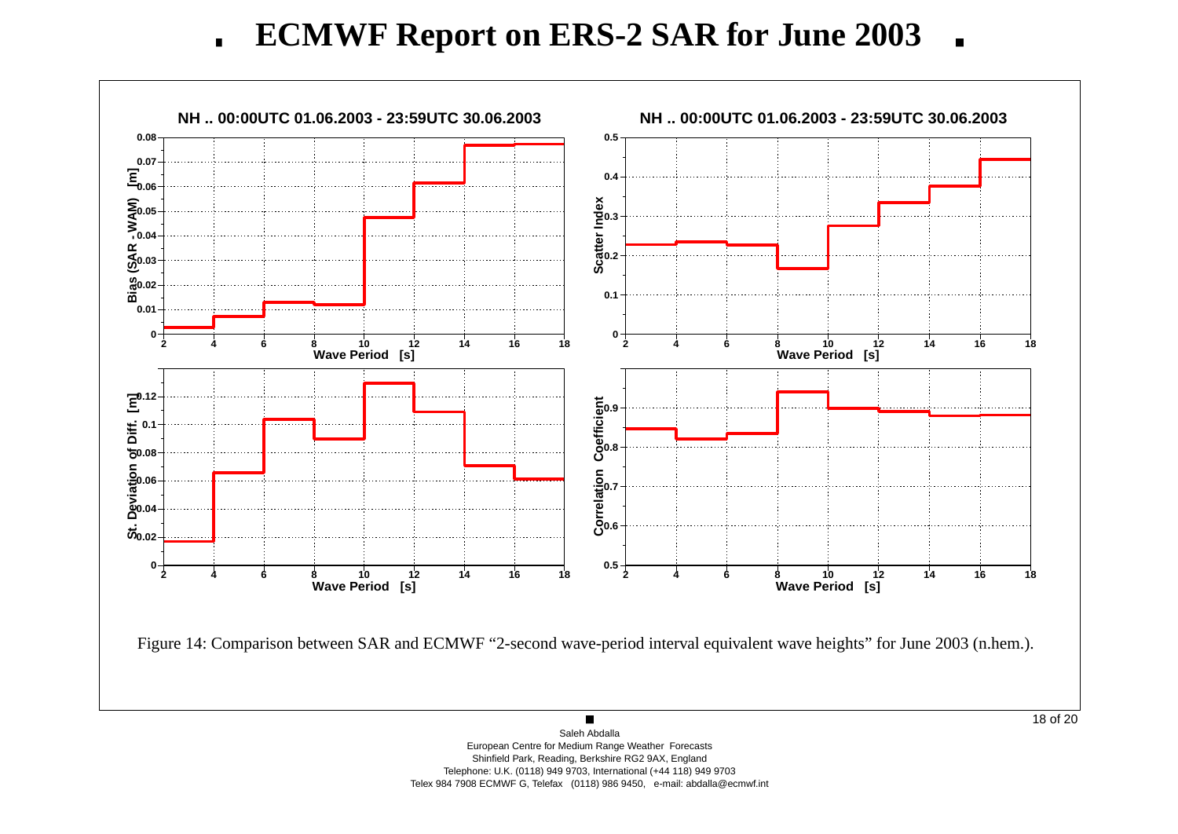# ECMWF Report on ERS-2 SAR for June 2003

NH .. 00:00UTC 01.06.2003 - 23:59UTC 30.06.2003

NH .. 00:00UTC 01.06.2003 - 23:59UTC 30.06.2003

Figure 14: Comparison between SAR and ECMWF “2-second wave-period interval equivalent wave heights” for June 2003 (n.hem.).

Saleh Abdalla
European Centre for Medium Range Weather Forecasts
Shinfield Park, Reading, Berkshire RG2 9AX, England
Telephone: U.K. (0118) 949 9703, International (+44 118) 949 9703
Telex 984 7908 ECMWF G, Telefax (0118) 986 9450, e-mail: abdalla@ecmwf.int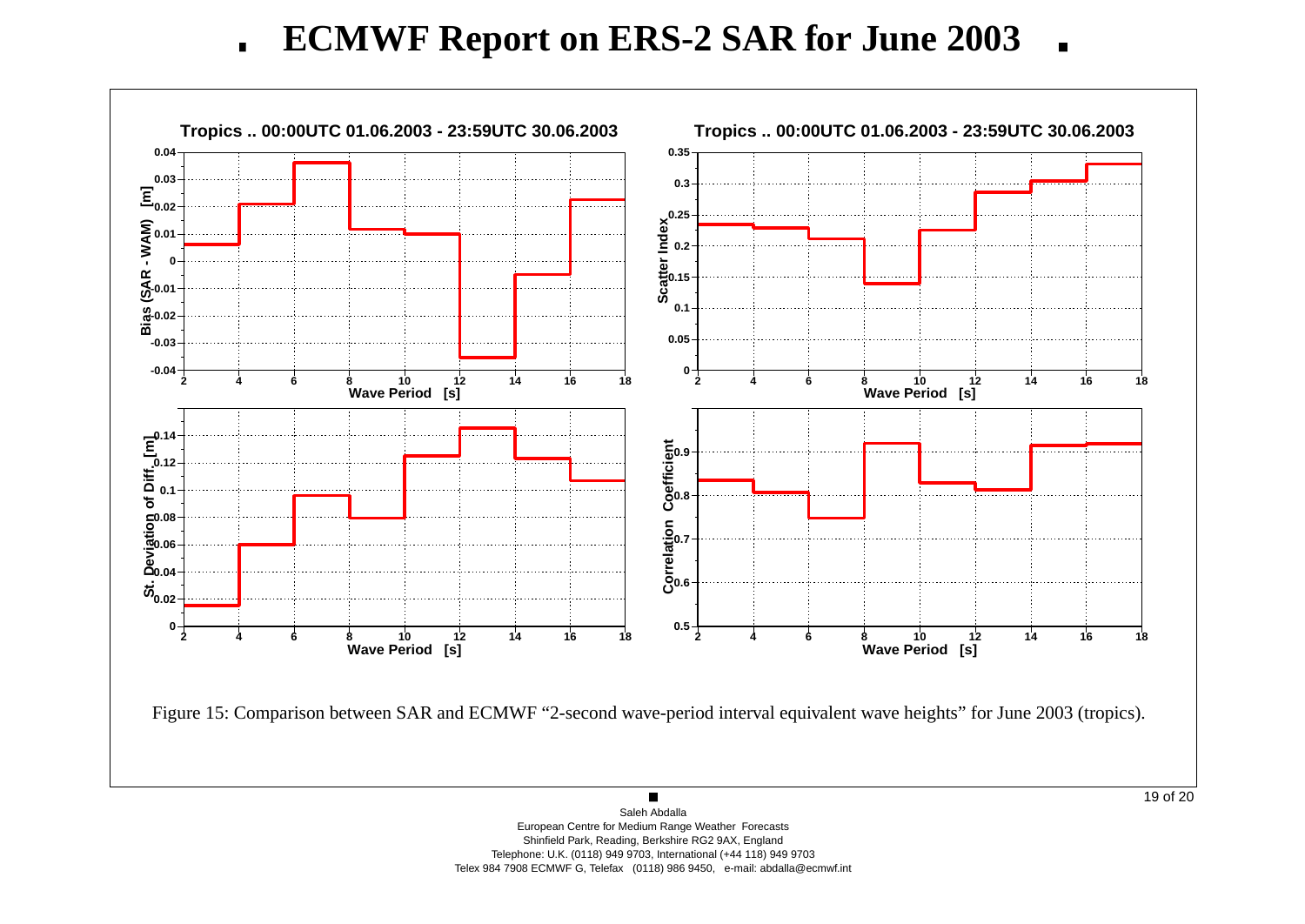Figure 15: Comparison between SAR and ECMWF “2-second wave-period interval equivalent wave heights” for June 2003 (tropics).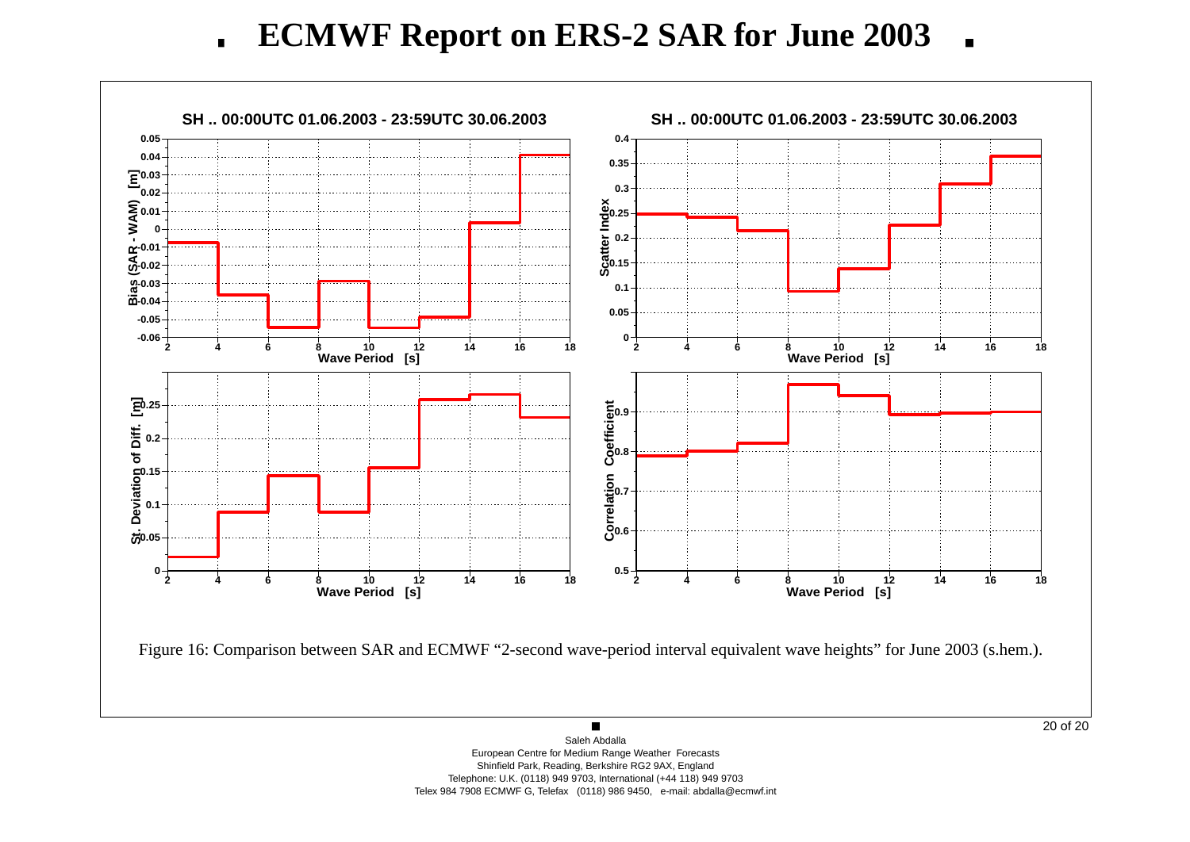# ECMWF Report on ERS-2 SAR for June 2003

SH .. 00:00UTC 01.06.2003 - 23:59UTC 30.06.2003

Bias (SAR - WAM) [m]

0.05
0.04
0.03
0.02
0.01
0
-0.01
-0.02
-0.03
-0.04
-0.05
-0.06

2 4 6 8 10 12 14 16 18

Wave Period [s]

SH .. 00:00UTC 01.06.2003 - 23:59UTC 30.06.2003

Scatter Index

0.4
0.35
0.3
0.25
0.2
0.15
0.1
0.05
0

2 4 6 8 10 12 14 16 18

Wave Period [s]

St. Deviation of Diff. [m]

0.25
0.2
0.15
0.1
0.05
0

2 4 6 8 10 12 14 16 18

Wave Period [s]

Correlation Coefficient

0.9
0.8
0.7
0.6
0.5

2 4 6 8 10 12 14 16 18

Wave Period [s]

Figure 16: Comparison between SAR and ECMWF "2-second wave-period interval equivalent wave heights" for June 2003 (s.hem.).

Saleh Abdalla
European Centre for Medium Range Weather Forecasts
Shinfield Park, Reading, Berkshire RG2 9AX, England
Telephone: U.K. (0118) 949 9703, International (+44 118) 949 9703
Telex 984 7908 ECMWF G, Telefax (0118) 986 9450, e-mail: abdalla@ecmwf.int